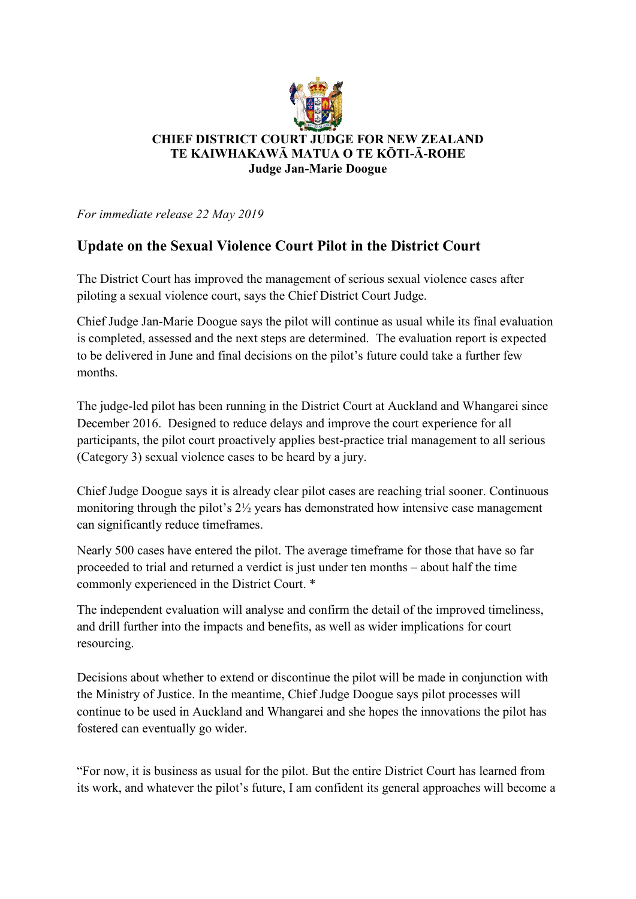**CHIEF DISTRICT COURT JUDGE FOR NEW ZEALAND**
**TE KAIWHAKAWĀ MATUA O TE KŌTI-Ā-ROHE**
**Judge Jan-Marie Doogue**

*For immediate release 22 May 2019*

## Update on the Sexual Violence Court Pilot in the District Court

The District Court has improved the management of serious sexual violence cases after piloting a sexual violence court, says the Chief District Court Judge.

Chief Judge Jan-Marie Doogue says the pilot will continue as usual while its final evaluation is completed, assessed and the next steps are determined. The evaluation report is expected to be delivered in June and final decisions on the pilot's future could take a further few months.

The judge-led pilot has been running in the District Court at Auckland and Whangarei since December 2016. Designed to reduce delays and improve the court experience for all participants, the pilot court proactively applies best-practice trial management to all serious (Category 3) sexual violence cases to be heard by a jury.

Chief Judge Doogue says it is already clear pilot cases are reaching trial sooner. Continuous monitoring through the pilot's 2½ years has demonstrated how intensive case management can significantly reduce timeframes.

Nearly 500 cases have entered the pilot. The average timeframe for those that have so far proceeded to trial and returned a verdict is just under ten months – about half the time commonly experienced in the District Court. *

The independent evaluation will analyse and confirm the detail of the improved timeliness, and drill further into the impacts and benefits, as well as wider implications for court resourcing.

Decisions about whether to extend or discontinue the pilot will be made in conjunction with the Ministry of Justice. In the meantime, Chief Judge Doogue says pilot processes will continue to be used in Auckland and Whangarei and she hopes the innovations the pilot has fostered can eventually go wider.

"For now, it is business as usual for the pilot. But the entire District Court has learned from its work, and whatever the pilot's future, I am confident its general approaches will become a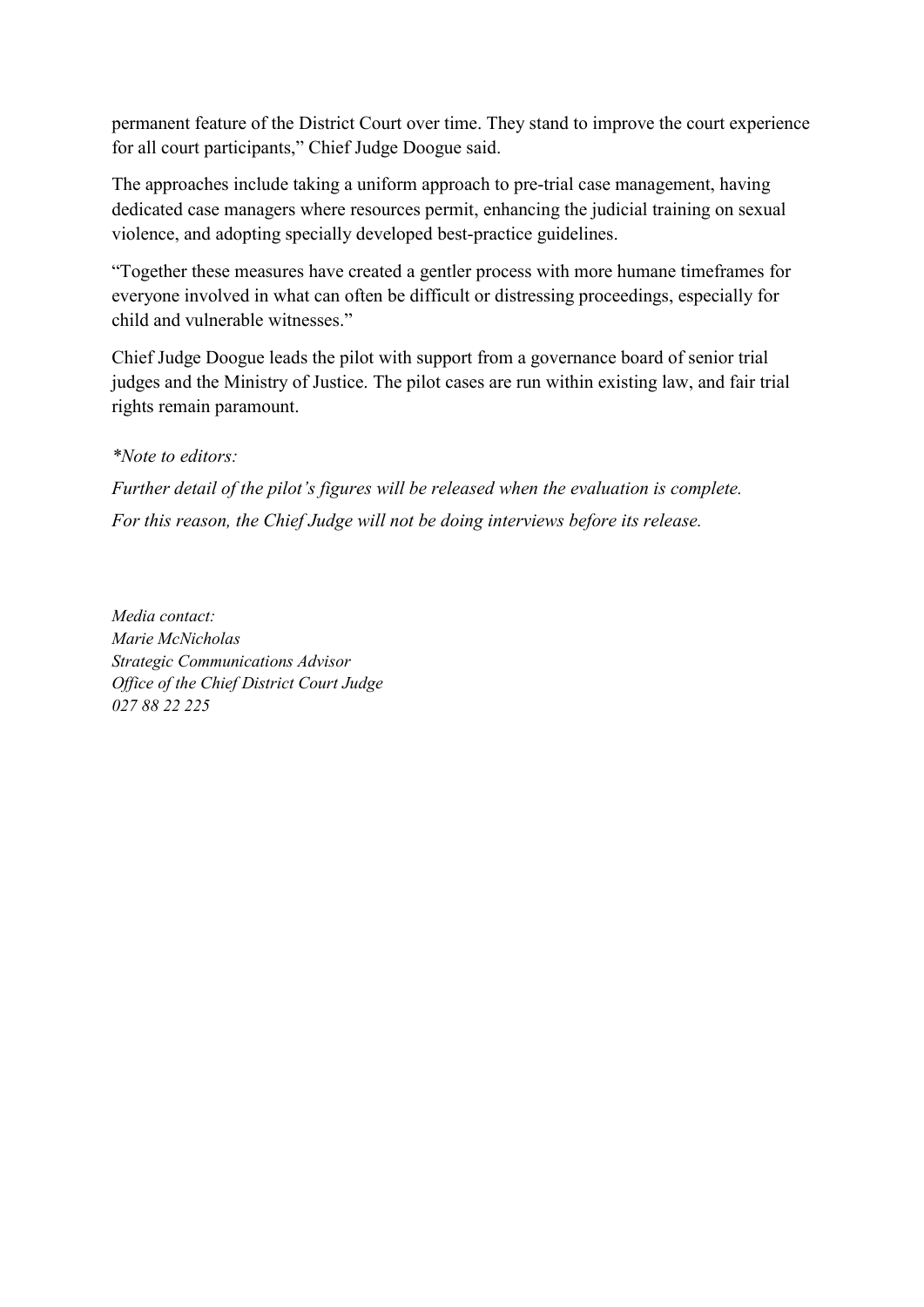permanent feature of the District Court over time. They stand to improve the court experience for all court participants," Chief Judge Doogue said.

The approaches include taking a uniform approach to pre-trial case management, having dedicated case managers where resources permit, enhancing the judicial training on sexual violence, and adopting specially developed best-practice guidelines.

"Together these measures have created a gentler process with more humane timeframes for everyone involved in what can often be difficult or distressing proceedings, especially for child and vulnerable witnesses."

Chief Judge Doogue leads the pilot with support from a governance board of senior trial judges and the Ministry of Justice. The pilot cases are run within existing law, and fair trial rights remain paramount.

*\*Note to editors:*

*Further detail of the pilot's figures will be released when the evaluation is complete.*
*For this reason, the Chief Judge will not be doing interviews before its release.*

*Media contact:*
*Marie McNicholas*
*Strategic Communications Advisor*
*Office of the Chief District Court Judge*
*027 88 22 225*